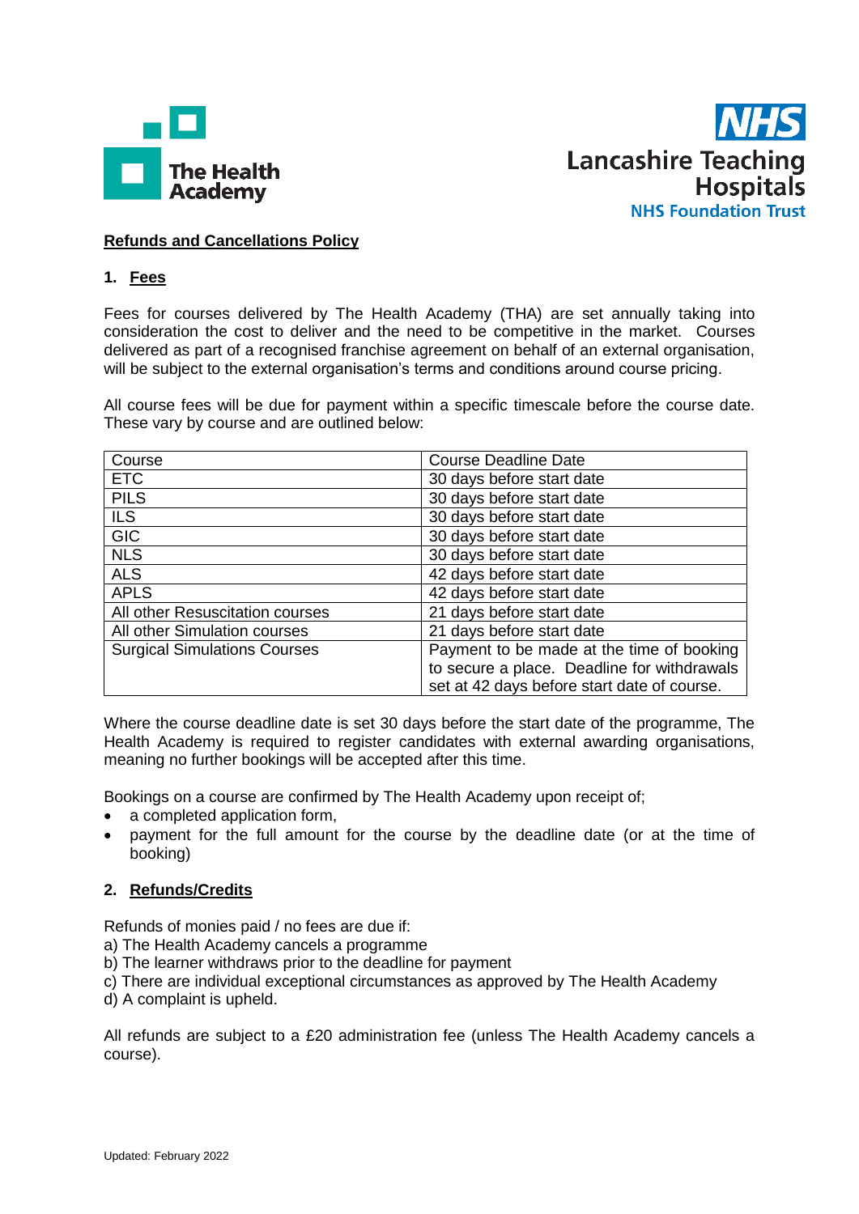The Health Academy

NHS
Lancashire Teaching Hospitals
NHS Foundation Trust

# Refunds and Cancellations Policy

## 1. Fees

Fees for courses delivered by The Health Academy (THA) are set annually taking into consideration the cost to deliver and the need to be competitive in the market. Courses delivered as part of a recognised franchise agreement on behalf of an external organisation, will be subject to the external organisation's terms and conditions around course pricing.

All course fees will be due for payment within a specific timescale before the course date. These vary by course and are outlined below:

| Course | Course Deadline Date |
|---|---|
| ETC | 30 days before start date |
| PILS | 30 days before start date |
| ILS | 30 days before start date |
| GIC | 30 days before start date |
| NLS | 30 days before start date |
| ALS | 42 days before start date |
| APLS | 42 days before start date |
| All other Resuscitation courses | 21 days before start date |
| All other Simulation courses | 21 days before start date |
| Surgical Simulations Courses | Payment to be made at the time of booking to secure a place. Deadline for withdrawals set at 42 days before start date of course. |

Where the course deadline date is set 30 days before the start date of the programme, The Health Academy is required to register candidates with external awarding organisations, meaning no further bookings will be accepted after this time.

Bookings on a course are confirmed by The Health Academy upon receipt of;

- a completed application form,
- payment for the full amount for the course by the deadline date (or at the time of booking)

## 2. Refunds/Credits

Refunds of monies paid / no fees are due if:

a) The Health Academy cancels a programme
b) The learner withdraws prior to the deadline for payment
c) There are individual exceptional circumstances as approved by The Health Academy
d) A complaint is upheld.

All refunds are subject to a £20 administration fee (unless The Health Academy cancels a course).

Updated: February 2022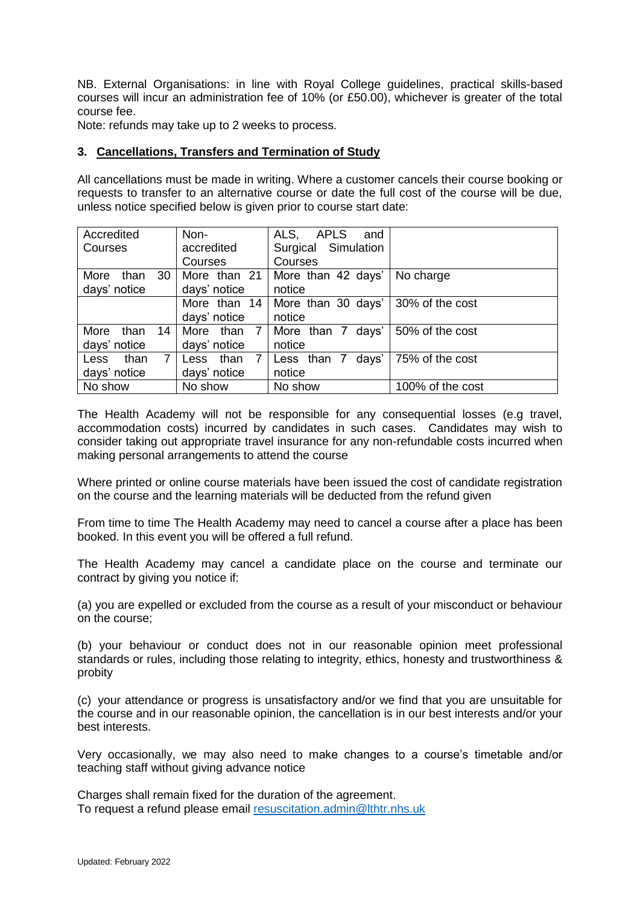NB. External Organisations: in line with Royal College guidelines, practical skills-based courses will incur an administration fee of 10% (or £50.00), whichever is greater of the total course fee.

Note: refunds may take up to 2 weeks to process.

## 3. Cancellations, Transfers and Termination of Study

All cancellations must be made in writing. Where a customer cancels their course booking or requests to transfer to an alternative course or date the full cost of the course will be due, unless notice specified below is given prior to course start date:

| Accredited Courses | Non-accredited Courses | ALS, APLS and Surgical Simulation Courses | |
|---|---|---|---|
| More than 30 days' notice | More than 21 days' notice | More than 42 days' notice | No charge |
| | More than 14 days' notice | More than 30 days' notice | 30% of the cost |
| More than 14 days' notice | More than 7 days' notice | More than 7 days' notice | 50% of the cost |
| Less than 7 days' notice | Less than 7 days' notice | Less than 7 days' notice | 75% of the cost |
| No show | No show | No show | 100% of the cost |

The Health Academy will not be responsible for any consequential losses (e.g travel, accommodation costs) incurred by candidates in such cases. Candidates may wish to consider taking out appropriate travel insurance for any non-refundable costs incurred when making personal arrangements to attend the course

Where printed or online course materials have been issued the cost of candidate registration on the course and the learning materials will be deducted from the refund given

From time to time The Health Academy may need to cancel a course after a place has been booked. In this event you will be offered a full refund.

The Health Academy may cancel a candidate place on the course and terminate our contract by giving you notice if:

(a) you are expelled or excluded from the course as a result of your misconduct or behaviour on the course;

(b) your behaviour or conduct does not in our reasonable opinion meet professional standards or rules, including those relating to integrity, ethics, honesty and trustworthiness & probity

(c) your attendance or progress is unsatisfactory and/or we find that you are unsuitable for the course and in our reasonable opinion, the cancellation is in our best interests and/or your best interests.

Very occasionally, we may also need to make changes to a course's timetable and/or teaching staff without giving advance notice

Charges shall remain fixed for the duration of the agreement.

To request a refund please email resuscitation.admin@lthtr.nhs.uk

Updated: February 2022